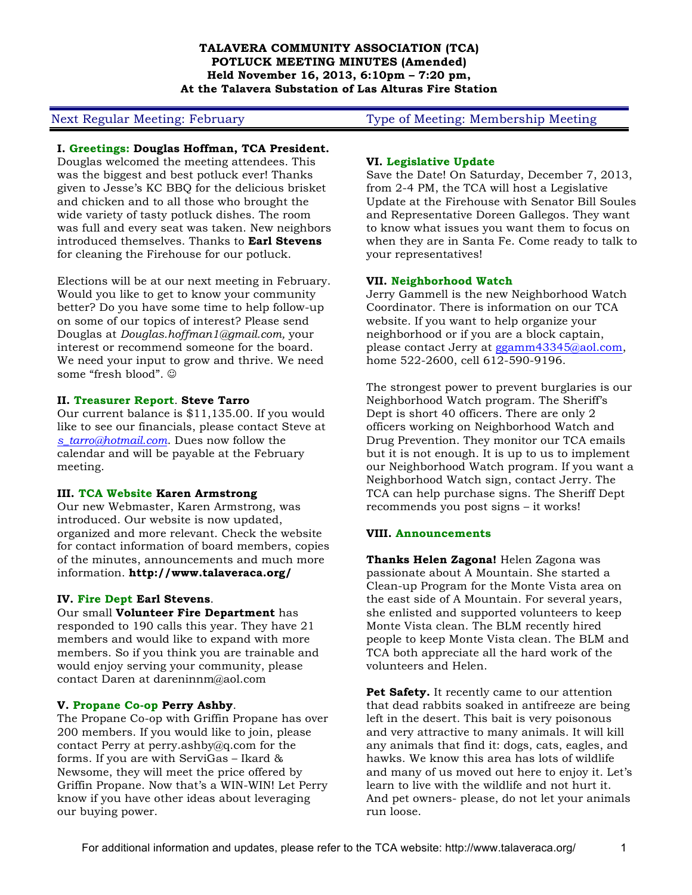# TALAVERA COMMUNITY ASSOCIATION (TCA)
## POTLUCK MEETING MINUTES (Amended)
### Held November 16, 2013, 6:10pm – 7:20 pm,
### At the Talavera Substation of Las Alturas Fire Station

Next Regular Meeting: February | Type of Meeting: Membership Meeting

**I. Greetings: Douglas Hoffman, TCA President.**
Douglas welcomed the meeting attendees. This was the biggest and best potluck ever! Thanks given to Jesse's KC BBQ for the delicious brisket and chicken and to all those who brought the wide variety of tasty potluck dishes. The room was full and every seat was taken. New neighbors introduced themselves. Thanks to **Earl Stevens** for cleaning the Firehouse for our potluck.

Elections will be at our next meeting in February. Would you like to get to know your community better? Do you have some time to help follow-up on some of our topics of interest? Please send Douglas at *Douglas.hoffman1@gmail.com,* your interest or recommend someone for the board. We need your input to grow and thrive. We need some "fresh blood". ☺

**II. Treasurer Report. Steve Tarro**
Our current balance is $11,135.00. If you would like to see our financials, please contact Steve at *s_tarro@hotmail.com*. Dues now follow the calendar and will be payable at the February meeting.

**III. TCA Website Karen Armstrong**
Our new Webmaster, Karen Armstrong, was introduced. Our website is now updated, organized and more relevant. Check the website for contact information of board members, copies of the minutes, announcements and much more information. **http://www.talaveraca.org/**

**IV. Fire Dept Earl Stevens.**
Our small **Volunteer Fire Department** has responded to 190 calls this year. They have 21 members and would like to expand with more members. So if you think you are trainable and would enjoy serving your community, please contact Daren at dareninnm@aol.com

**V. Propane Co-op Perry Ashby.**
The Propane Co-op with Griffin Propane has over 200 members. If you would like to join, please contact Perry at perry.ashby@q.com for the forms. If you are with ServiGas – Ikard & Newsome, they will meet the price offered by Griffin Propane. Now that's a WIN-WIN! Let Perry know if you have other ideas about leveraging our buying power.

**VI. Legislative Update**
Save the Date! On Saturday, December 7, 2013, from 2-4 PM, the TCA will host a Legislative Update at the Firehouse with Senator Bill Soules and Representative Doreen Gallegos. They want to know what issues you want them to focus on when they are in Santa Fe. Come ready to talk to your representatives!

**VII. Neighborhood Watch**
Jerry Gammell is the new Neighborhood Watch Coordinator. There is information on our TCA website. If you want to help organize your neighborhood or if you are a block captain, please contact Jerry at ggamm43345@aol.com, home 522-2600, cell 612-590-9196.

The strongest power to prevent burglaries is our Neighborhood Watch program. The Sheriff's Dept is short 40 officers. There are only 2 officers working on Neighborhood Watch and Drug Prevention. They monitor our TCA emails but it is not enough. It is up to us to implement our Neighborhood Watch program. If you want a Neighborhood Watch sign, contact Jerry. The TCA can help purchase signs. The Sheriff Dept recommends you post signs – it works!

**VIII. Announcements**

**Thanks Helen Zagona!** Helen Zagona was passionate about A Mountain. She started a Clean-up Program for the Monte Vista area on the east side of A Mountain. For several years, she enlisted and supported volunteers to keep Monte Vista clean. The BLM recently hired people to keep Monte Vista clean. The BLM and TCA both appreciate all the hard work of the volunteers and Helen.

**Pet Safety.** It recently came to our attention that dead rabbits soaked in antifreeze are being left in the desert. This bait is very poisonous and very attractive to many animals. It will kill any animals that find it: dogs, cats, eagles, and hawks. We know this area has lots of wildlife and many of us moved out here to enjoy it. Let's learn to live with the wildlife and not hurt it. And pet owners- please, do not let your animals run loose.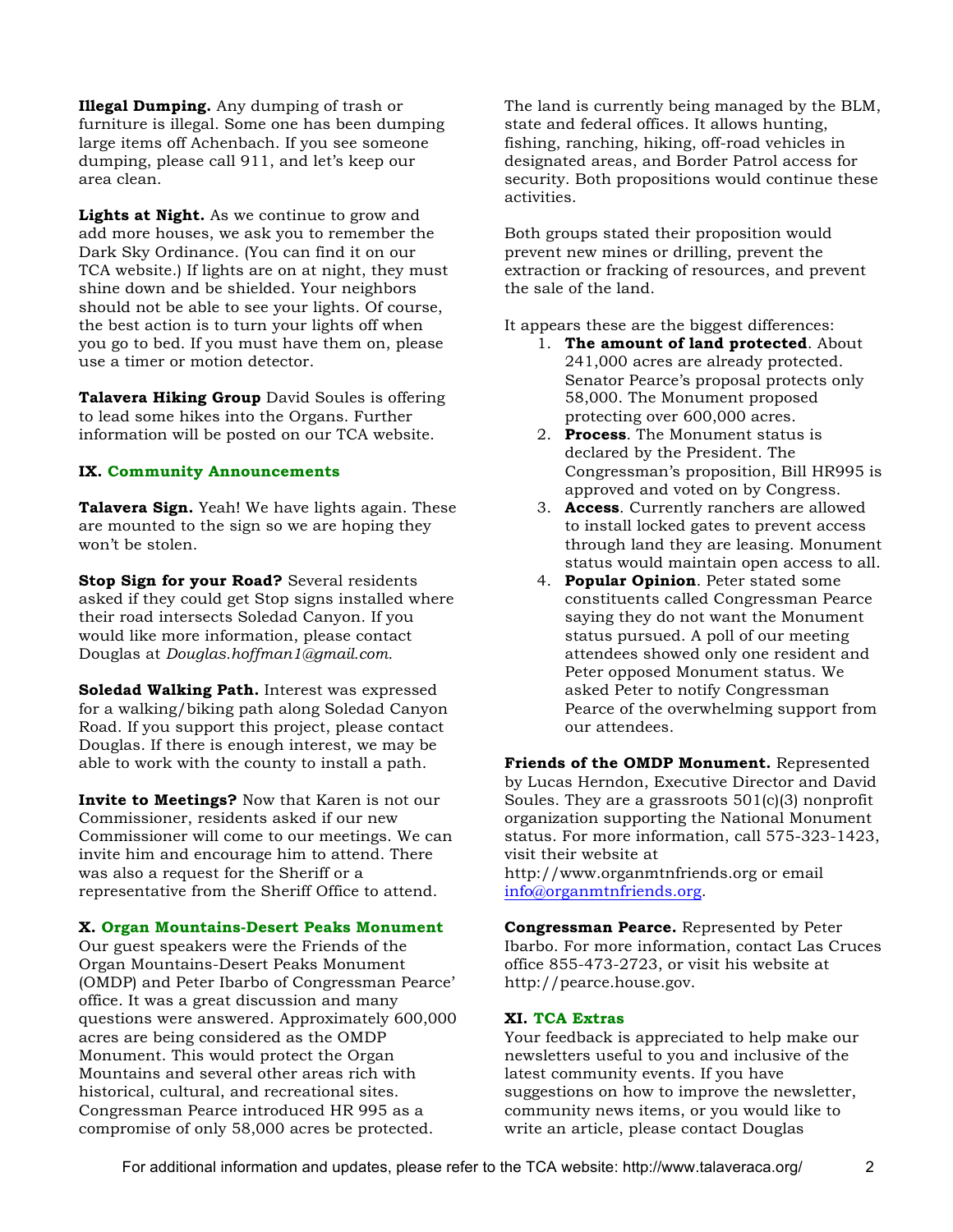**Illegal Dumping.** Any dumping of trash or furniture is illegal. Some one has been dumping large items off Achenbach. If you see someone dumping, please call 911, and let's keep our area clean.

**Lights at Night.** As we continue to grow and add more houses, we ask you to remember the Dark Sky Ordinance. (You can find it on our TCA website.) If lights are on at night, they must shine down and be shielded. Your neighbors should not be able to see your lights. Of course, the best action is to turn your lights off when you go to bed. If you must have them on, please use a timer or motion detector.

**Talavera Hiking Group** David Soules is offering to lead some hikes into the Organs. Further information will be posted on our TCA website.

## IX. Community Announcements

**Talavera Sign.** Yeah! We have lights again. These are mounted to the sign so we are hoping they won't be stolen.

**Stop Sign for your Road?** Several residents asked if they could get Stop signs installed where their road intersects Soledad Canyon. If you would like more information, please contact Douglas at *Douglas.hoffman1@gmail.com.*

**Soledad Walking Path.** Interest was expressed for a walking/biking path along Soledad Canyon Road. If you support this project, please contact Douglas. If there is enough interest, we may be able to work with the county to install a path.

**Invite to Meetings?** Now that Karen is not our Commissioner, residents asked if our new Commissioner will come to our meetings. We can invite him and encourage him to attend. There was also a request for the Sheriff or a representative from the Sheriff Office to attend.

## X. Organ Mountains-Desert Peaks Monument

Our guest speakers were the Friends of the Organ Mountains-Desert Peaks Monument (OMDP) and Peter Ibarbo of Congressman Pearce' office. It was a great discussion and many questions were answered. Approximately 600,000 acres are being considered as the OMDP Monument. This would protect the Organ Mountains and several other areas rich with historical, cultural, and recreational sites. Congressman Pearce introduced HR 995 as a compromise of only 58,000 acres be protected.

The land is currently being managed by the BLM, state and federal offices. It allows hunting, fishing, ranching, hiking, off-road vehicles in designated areas, and Border Patrol access for security. Both propositions would continue these activities.

Both groups stated their proposition would prevent new mines or drilling, prevent the extraction or fracking of resources, and prevent the sale of the land.

It appears these are the biggest differences:

1. **The amount of land protected**. About 241,000 acres are already protected. Senator Pearce's proposal protects only 58,000. The Monument proposed protecting over 600,000 acres.
2. **Process**. The Monument status is declared by the President. The Congressman's proposition, Bill HR995 is approved and voted on by Congress.
3. **Access**. Currently ranchers are allowed to install locked gates to prevent access through land they are leasing. Monument status would maintain open access to all.
4. **Popular Opinion**. Peter stated some constituents called Congressman Pearce saying they do not want the Monument status pursued. A poll of our meeting attendees showed only one resident and Peter opposed Monument status. We asked Peter to notify Congressman Pearce of the overwhelming support from our attendees.

**Friends of the OMDP Monument.** Represented by Lucas Herndon, Executive Director and David Soules. They are a grassroots 501(c)(3) nonprofit organization supporting the National Monument status. For more information, call 575-323-1423, visit their website at http://www.organmtnfriends.org or email info@organmtnfriends.org.

**Congressman Pearce.** Represented by Peter Ibarbo. For more information, contact Las Cruces office 855-473-2723, or visit his website at http://pearce.house.gov.

## XI. TCA Extras

Your feedback is appreciated to help make our newsletters useful to you and inclusive of the latest community events. If you have suggestions on how to improve the newsletter, community news items, or you would like to write an article, please contact Douglas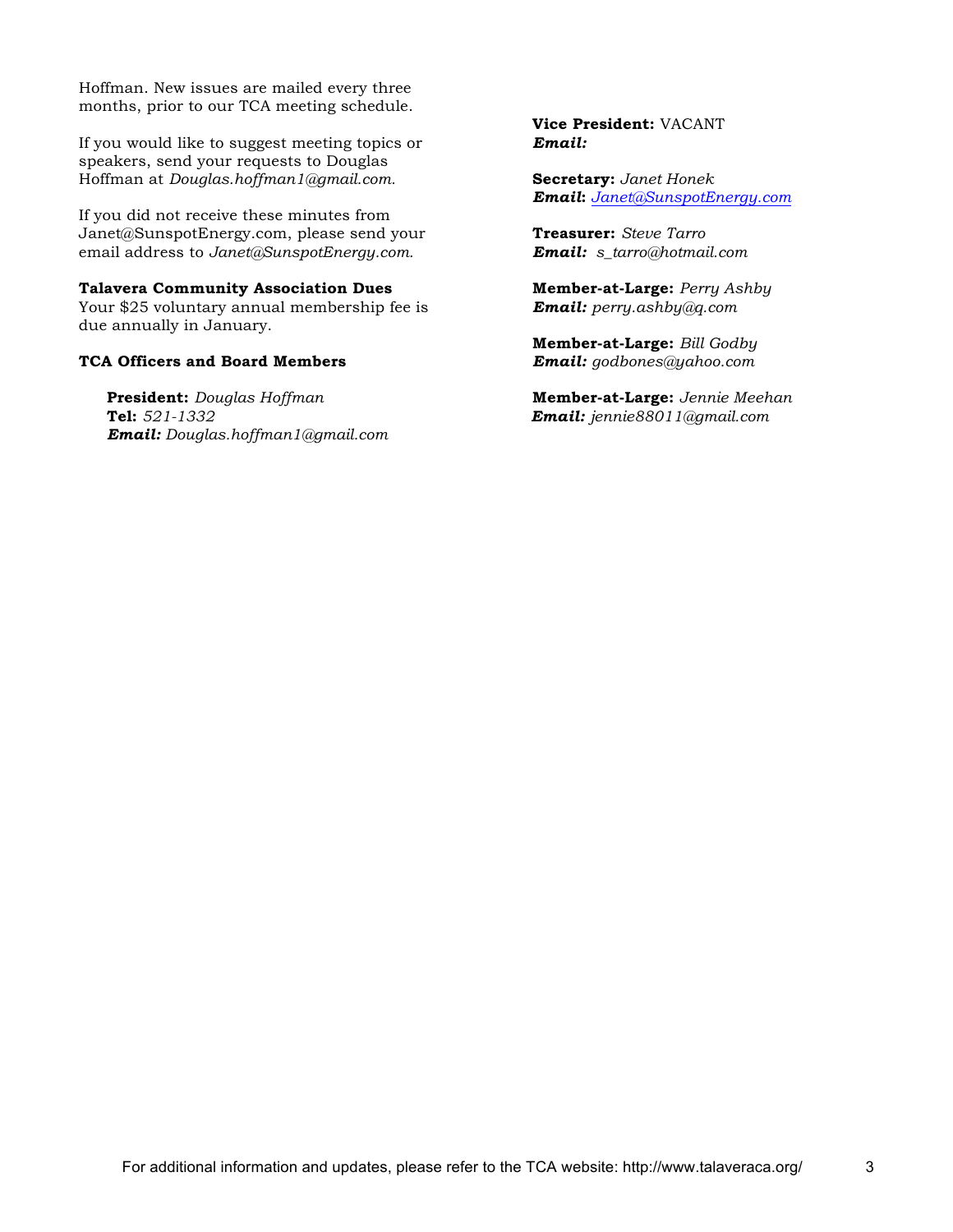Hoffman. New issues are mailed every three months, prior to our TCA meeting schedule.

If you would like to suggest meeting topics or speakers, send your requests to Douglas Hoffman at *Douglas.hoffman1@gmail.com.*

If you did not receive these minutes from Janet@SunspotEnergy.com, please send your email address to *Janet@SunspotEnergy.com.*

**Talavera Community Association Dues**
Your $25 voluntary annual membership fee is due annually in January.

**TCA Officers and Board Members**

**President:** *Douglas Hoffman*
**Tel:** *521-1332*
***Email:*** *Douglas.hoffman1@gmail.com*

**Vice President:** VACANT
***Email:***

**Secretary:** *Janet Honek*
***Email*:** *Janet@SunspotEnergy.com*

**Treasurer:** *Steve Tarro*
***Email:*** *s_tarro@hotmail.com*

**Member-at-Large:** *Perry Ashby*
***Email:*** *perry.ashby@q.com*

**Member-at-Large:** *Bill Godby*
***Email:*** *godbones@yahoo.com*

**Member-at-Large:** *Jennie Meehan*
***Email:*** *jennie88011@gmail.com*

For additional information and updates, please refer to the TCA website: http://www.talaveraca.org/